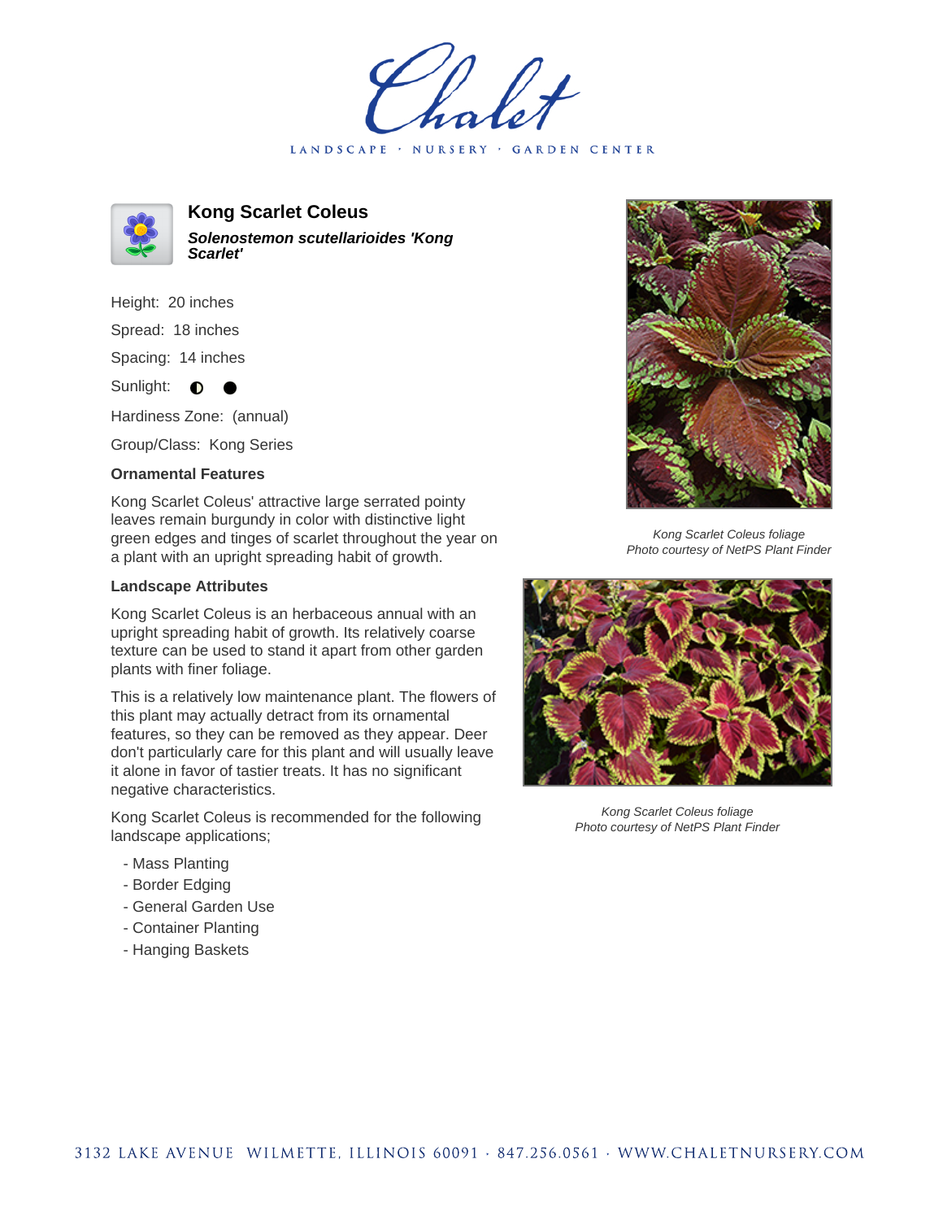Chalet

LANDSCAPE · NURSERY · GARDEN CENTER

# Kong Scarlet Coleus

***Solenostemon scutellarioides 'Kong Scarlet'***

Height: 20 inches

Spread: 18 inches

Spacing: 14 inches

Sunlight: ◐ ●

Hardiness Zone: (annual)

Group/Class: Kong Series

### Ornamental Features

Kong Scarlet Coleus' attractive large serrated pointy leaves remain burgundy in color with distinctive light green edges and tinges of scarlet throughout the year on a plant with an upright spreading habit of growth.

### Landscape Attributes

Kong Scarlet Coleus is an herbaceous annual with an upright spreading habit of growth. Its relatively coarse texture can be used to stand it apart from other garden plants with finer foliage.

This is a relatively low maintenance plant. The flowers of this plant may actually detract from its ornamental features, so they can be removed as they appear. Deer don't particularly care for this plant and will usually leave it alone in favor of tastier treats. It has no significant negative characteristics.

Kong Scarlet Coleus is recommended for the following landscape applications;

- Mass Planting
- Border Edging
- General Garden Use
- Container Planting
- Hanging Baskets

*Kong Scarlet Coleus foliage*
*Photo courtesy of NetPS Plant Finder*

*Kong Scarlet Coleus foliage*
*Photo courtesy of NetPS Plant Finder*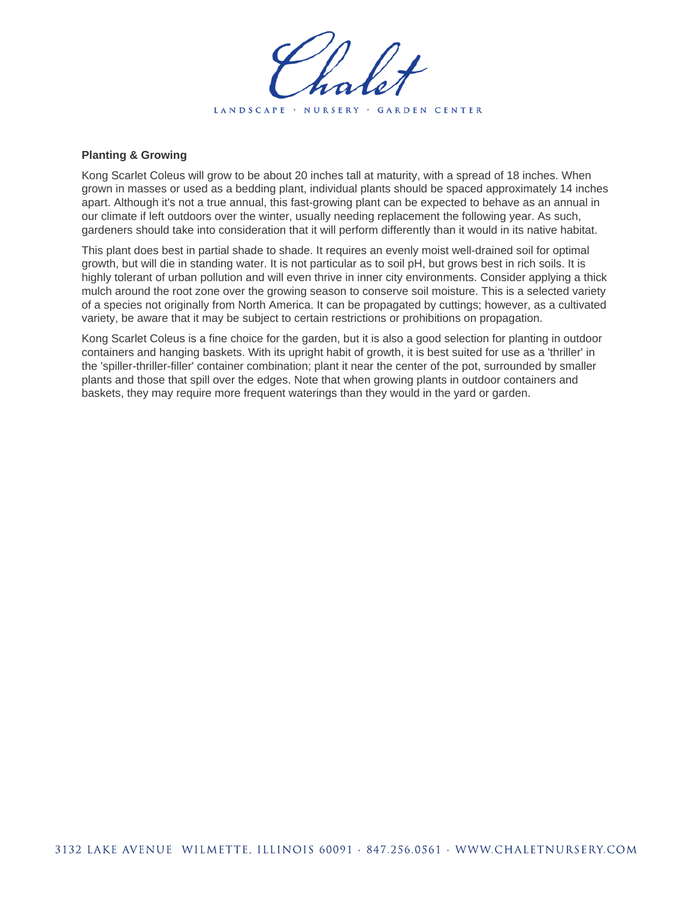## Planting & Growing

Kong Scarlet Coleus will grow to be about 20 inches tall at maturity, with a spread of 18 inches. When grown in masses or used as a bedding plant, individual plants should be spaced approximately 14 inches apart. Although it's not a true annual, this fast-growing plant can be expected to behave as an annual in our climate if left outdoors over the winter, usually needing replacement the following year. As such, gardeners should take into consideration that it will perform differently than it would in its native habitat.

This plant does best in partial shade to shade. It requires an evenly moist well-drained soil for optimal growth, but will die in standing water. It is not particular as to soil pH, but grows best in rich soils. It is highly tolerant of urban pollution and will even thrive in inner city environments. Consider applying a thick mulch around the root zone over the growing season to conserve soil moisture. This is a selected variety of a species not originally from North America. It can be propagated by cuttings; however, as a cultivated variety, be aware that it may be subject to certain restrictions or prohibitions on propagation.

Kong Scarlet Coleus is a fine choice for the garden, but it is also a good selection for planting in outdoor containers and hanging baskets. With its upright habit of growth, it is best suited for use as a 'thriller' in the 'spiller-thriller-filler' container combination; plant it near the center of the pot, surrounded by smaller plants and those that spill over the edges. Note that when growing plants in outdoor containers and baskets, they may require more frequent waterings than they would in the yard or garden.